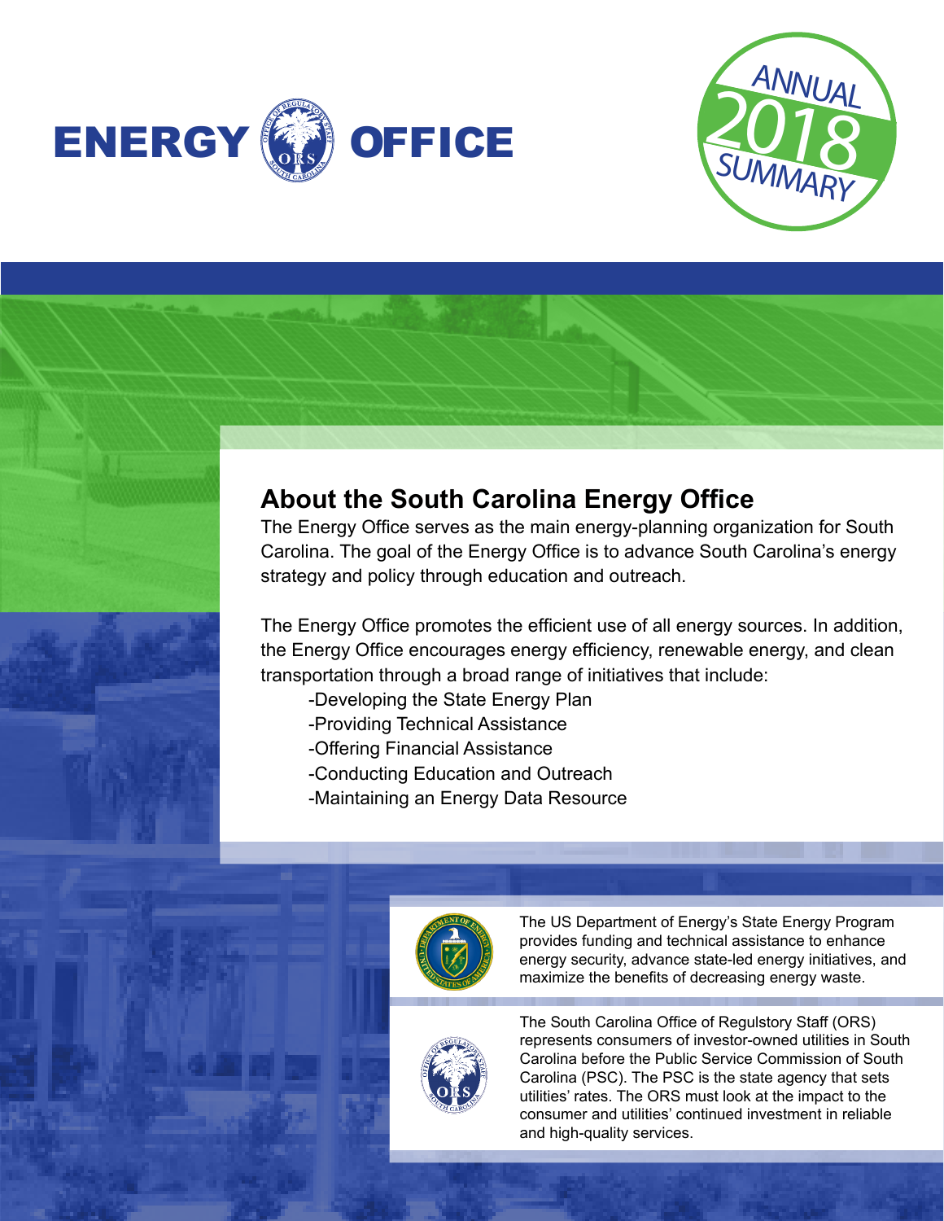# ENERGY OFFICE

ANNUAL 2018 SUMMARY

## About the South Carolina Energy Office

The Energy Office serves as the main energy-planning organization for South Carolina. The goal of the Energy Office is to advance South Carolina's energy strategy and policy through education and outreach.

The Energy Office promotes the efficient use of all energy sources. In addition, the Energy Office encourages energy efficiency, renewable energy, and clean transportation through a broad range of initiatives that include:

- -Developing the State Energy Plan
- -Providing Technical Assistance
- -Offering Financial Assistance
- -Conducting Education and Outreach
- -Maintaining an Energy Data Resource

The US Department of Energy's State Energy Program provides funding and technical assistance to enhance energy security, advance state-led energy initiatives, and maximize the benefits of decreasing energy waste.

The South Carolina Office of Regulstory Staff (ORS) represents consumers of investor-owned utilities in South Carolina before the Public Service Commission of South Carolina (PSC). The PSC is the state agency that sets utilities' rates. The ORS must look at the impact to the consumer and utilities' continued investment in reliable and high-quality services.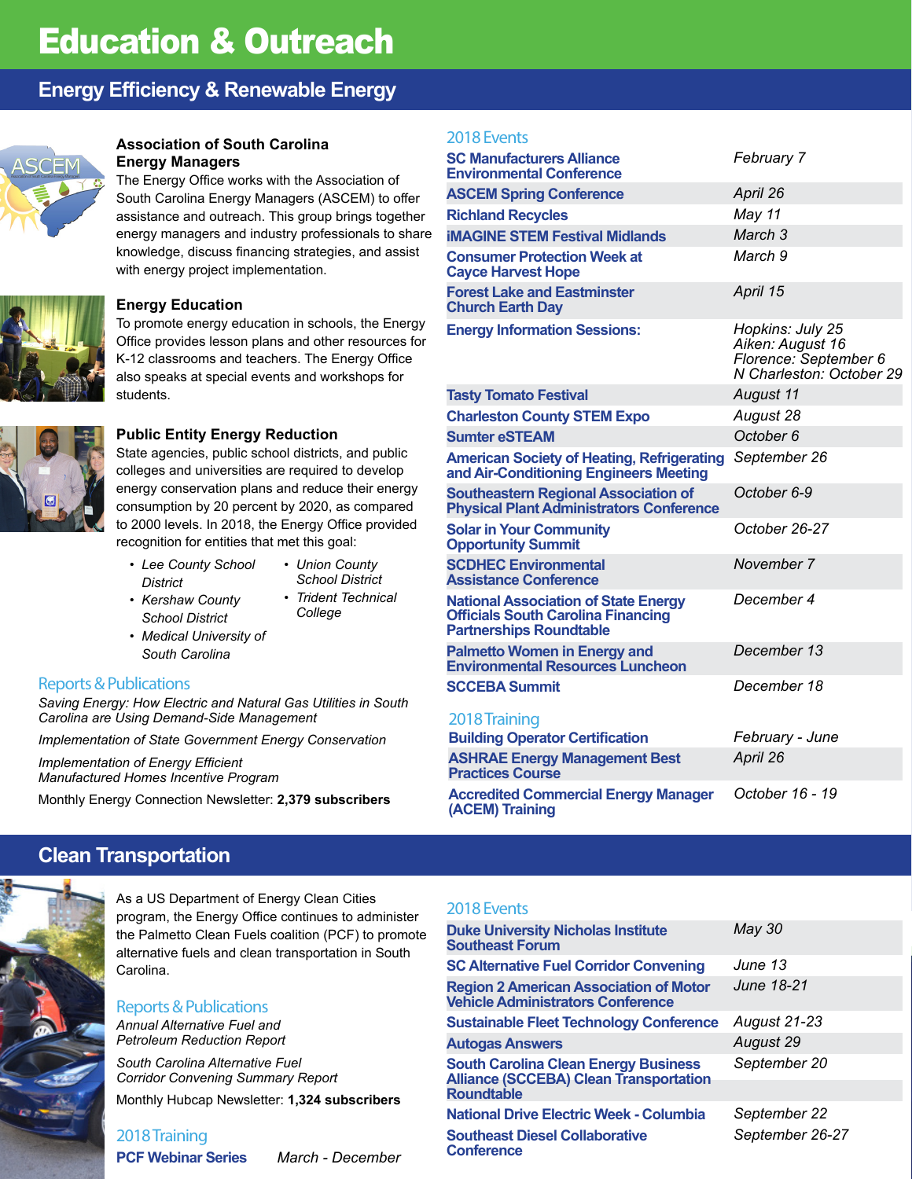# Education & Outreach

## Energy Efficiency & Renewable Energy

### Association of South Carolina Energy Managers

The Energy Office works with the Association of South Carolina Energy Managers (ASCEM) to offer assistance and outreach. This group brings together energy managers and industry professionals to share knowledge, discuss financing strategies, and assist with energy project implementation.

### Energy Education

To promote energy education in schools, the Energy Office provides lesson plans and other resources for K-12 classrooms and teachers. The Energy Office also speaks at special events and workshops for students.

### Public Entity Energy Reduction

State agencies, public school districts, and public colleges and universities are required to develop energy conservation plans and reduce their energy consumption by 20 percent by 2020, as compared to 2000 levels. In 2018, the Energy Office provided recognition for entities that met this goal:

- *Lee County School District*
- *Kershaw County School District*
- *Medical University of South Carolina*
- *Union County School District*
- *Trident Technical College*

### Reports & Publications

*Saving Energy: How Electric and Natural Gas Utilities in South Carolina are Using Demand-Side Management*

*Implementation of State Government Energy Conservation*

*Implementation of Energy Efficient Manufactured Homes Incentive Program*

Monthly Energy Connection Newsletter: **2,379 subscribers**

### 2018 Events

| | |
|---|---|
| **SC Manufacturers Alliance Environmental Conference** | *February 7* |
| **ASCEM Spring Conference** | *April 26* |
| **Richland Recycles** | *May 11* |
| **iMAGINE STEM Festival Midlands** | *March 3* |
| **Consumer Protection Week at Cayce Harvest Hope** | *March 9* |
| **Forest Lake and Eastminster Church Earth Day** | *April 15* |
| **Energy Information Sessions:** | *Hopkins: July 25<br>Aiken: August 16<br>Florence: September 6<br>N Charleston: October 29* |
| **Tasty Tomato Festival** | *August 11* |
| **Charleston County STEM Expo** | *August 28* |
| **Sumter eSTEAM** | *October 6* |
| **American Society of Heating, Refrigerating and Air-Conditioning Engineers Meeting** | *September 26* |
| **Southeastern Regional Association of Physical Plant Administrators Conference** | *October 6-9* |
| **Solar in Your Community Opportunity Summit** | *October 26-27* |
| **SCDHEC Environmental Assistance Conference** | *November 7* |
| **National Association of State Energy Officials South Carolina Financing Partnerships Roundtable** | *December 4* |
| **Palmetto Women in Energy and Environmental Resources Luncheon** | *December 13* |
| **SCCEBA Summit** | *December 18* |

### 2018 Training

| | |
|---|---|
| **Building Operator Certification** | *February - June* |
| **ASHRAE Energy Management Best Practices Course** | *April 26* |
| **Accredited Commercial Energy Manager (ACEM) Training** | *October 16 - 19* |

## Clean Transportation

As a US Department of Energy Clean Cities program, the Energy Office continues to administer the Palmetto Clean Fuels coalition (PCF) to promote alternative fuels and clean transportation in South Carolina.

### Reports & Publications

*Annual Alternative Fuel and Petroleum Reduction Report*

*South Carolina Alternative Fuel Corridor Convening Summary Report*

Monthly Hubcap Newsletter: **1,324 subscribers**

### 2018 Training

| | |
|---|---|
| **PCF Webinar Series** | *March - December* |

### 2018 Events

| | |
|---|---|
| **Duke University Nicholas Institute Southeast Forum** | *May 30* |
| **SC Alternative Fuel Corridor Convening** | *June 13* |
| **Region 2 American Association of Motor Vehicle Administrators Conference** | *June 18-21* |
| **Sustainable Fleet Technology Conference** | *August 21-23* |
| **Autogas Answers** | *August 29* |
| **South Carolina Clean Energy Business Alliance (SCCEBA) Clean Transportation Roundtable** | *September 20* |
| **National Drive Electric Week - Columbia** | *September 22* |
| **Southeast Diesel Collaborative Conference** | *September 26-27* |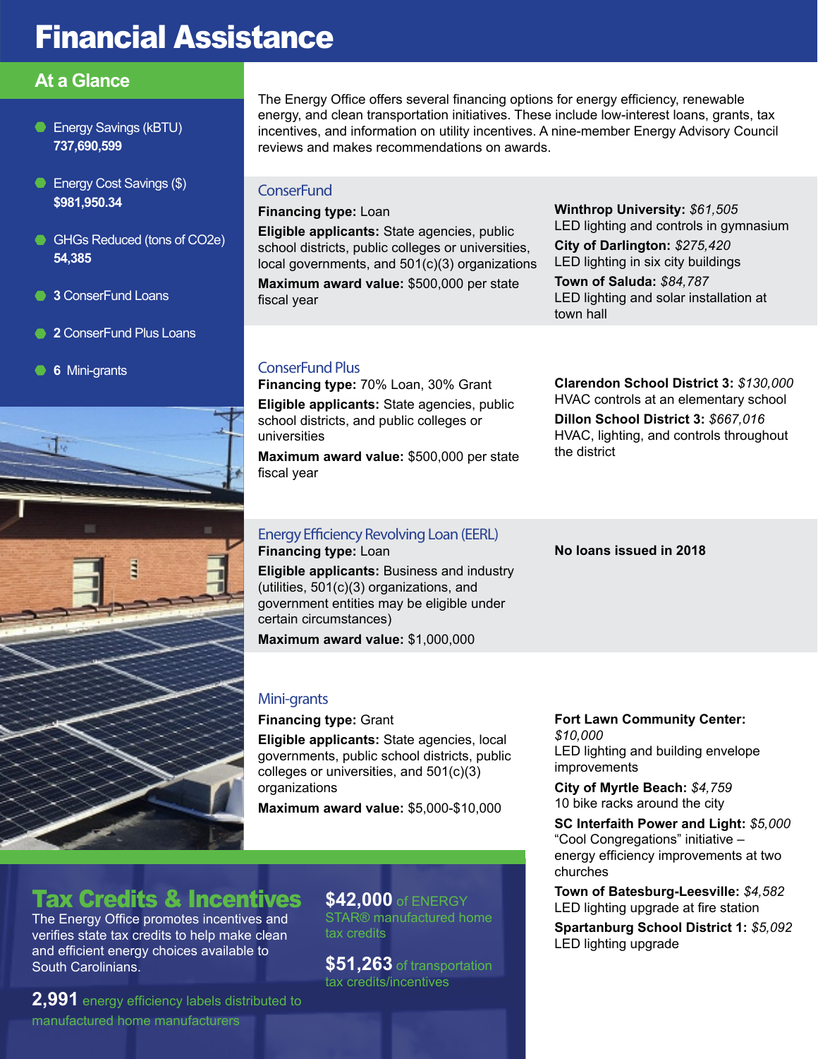# Financial Assistance

## At a Glance

- Energy Savings (kBTU) **737,690,599**
- Energy Cost Savings ($) **$981,950.34**
- GHGs Reduced (tons of CO2e) **54,385**
- **3** ConserFund Loans
- **2** ConserFund Plus Loans
- **6** Mini-grants

The Energy Office offers several financing options for energy efficiency, renewable energy, and clean transportation initiatives. These include low-interest loans, grants, tax incentives, and information on utility incentives. A nine-member Energy Advisory Council reviews and makes recommendations on awards.

### ConserFund

**Financing type:** Loan

**Eligible applicants:** State agencies, public school districts, public colleges or universities, local governments, and 501(c)(3) organizations

**Maximum award value:** $500,000 per state fiscal year

**Winthrop University:** *$61,505*
LED lighting and controls in gymnasium

**City of Darlington:** *$275,420*
LED lighting in six city buildings

**Town of Saluda:** *$84,787*
LED lighting and solar installation at town hall

### ConserFund Plus

**Financing type:** 70% Loan, 30% Grant

**Eligible applicants:** State agencies, public school districts, and public colleges or universities

**Maximum award value:** $500,000 per state fiscal year

**Clarendon School District 3:** *$130,000*
HVAC controls at an elementary school

**Dillon School District 3:** *$667,016*
HVAC, lighting, and controls throughout the district

### Energy Efficiency Revolving Loan (EERL)

**Financing type:** Loan

**Eligible applicants:** Business and industry (utilities, 501(c)(3) organizations, and government entities may be eligible under certain circumstances)

**Maximum award value:** $1,000,000

**No loans issued in 2018**

### Mini-grants

**Financing type:** Grant

**Eligible applicants:** State agencies, local governments, public school districts, public colleges or universities, and 501(c)(3) organizations

**Maximum award value:** $5,000-$10,000

**Fort Lawn Community Center:** *$10,000*
LED lighting and building envelope improvements

**City of Myrtle Beach:** *$4,759*
10 bike racks around the city

**SC Interfaith Power and Light:** *$5,000*
"Cool Congregations" initiative – energy efficiency improvements at two churches

**Town of Batesburg-Leesville:** *$4,582*
LED lighting upgrade at fire station

**Spartanburg School District 1:** *$5,092*
LED lighting upgrade

## Tax Credits & Incentives

The Energy Office promotes incentives and verifies state tax credits to help make clean and efficient energy choices available to South Carolinians.

**2,991** energy efficiency labels distributed to manufactured home manufacturers

**$42,000** of ENERGY STAR® manufactured home tax credits

**$51,263** of transportation tax credits/incentives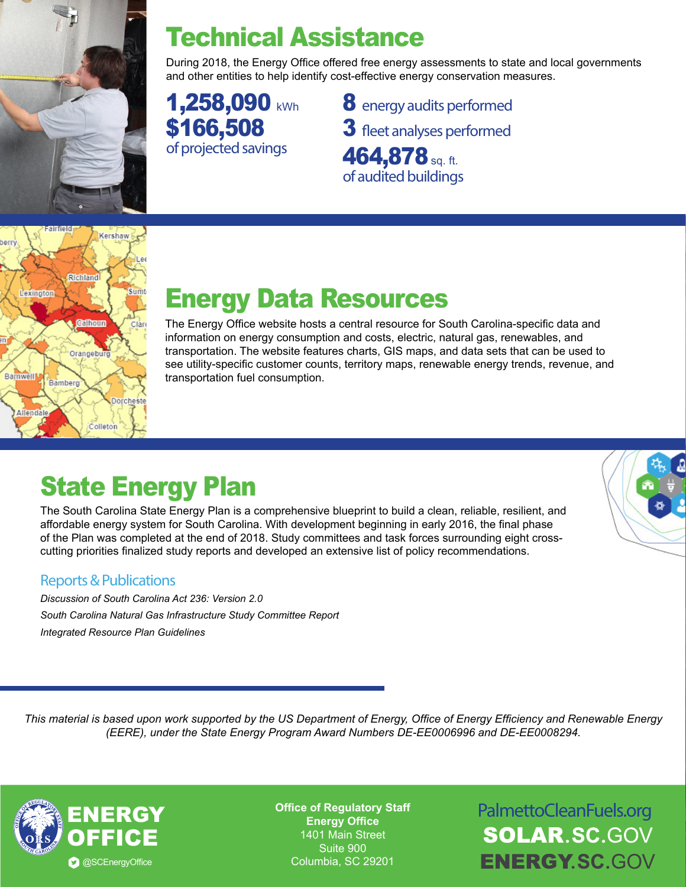## Technical Assistance

During 2018, the Energy Office offered free energy assessments to state and local governments and other entities to help identify cost-effective energy conservation measures.

**1,258,090** kWh
**$166,508**
of projected savings

**8** energy audits performed
**3** fleet analyses performed
**464,878** sq. ft.
of audited buildings

## Energy Data Resources

The Energy Office website hosts a central resource for South Carolina-specific data and information on energy consumption and costs, electric, natural gas, renewables, and transportation. The website features charts, GIS maps, and data sets that can be used to see utility-specific customer counts, territory maps, renewable energy trends, revenue, and transportation fuel consumption.

## State Energy Plan

The South Carolina State Energy Plan is a comprehensive blueprint to build a clean, reliable, resilient, and affordable energy system for South Carolina. With development beginning in early 2016, the final phase of the Plan was completed at the end of 2018. Study committees and task forces surrounding eight cross-cutting priorities finalized study reports and developed an extensive list of policy recommendations.

### Reports & Publications

*Discussion of South Carolina Act 236: Version 2.0*

*South Carolina Natural Gas Infrastructure Study Committee Report*

*Integrated Resource Plan Guidelines*

*This material is based upon work supported by the US Department of Energy, Office of Energy Efficiency and Renewable Energy (EERE), under the State Energy Program Award Numbers DE-EE0006996 and DE-EE0008294.*

**ENERGY OFFICE**
@SCEnergyOffice

**Office of Regulatory Staff**
**Energy Office**
1401 Main Street
Suite 900
Columbia, SC 29201

PalmettoCleanFuels.org
**SOLAR**.SC.GOV
**ENERGY**.SC.GOV